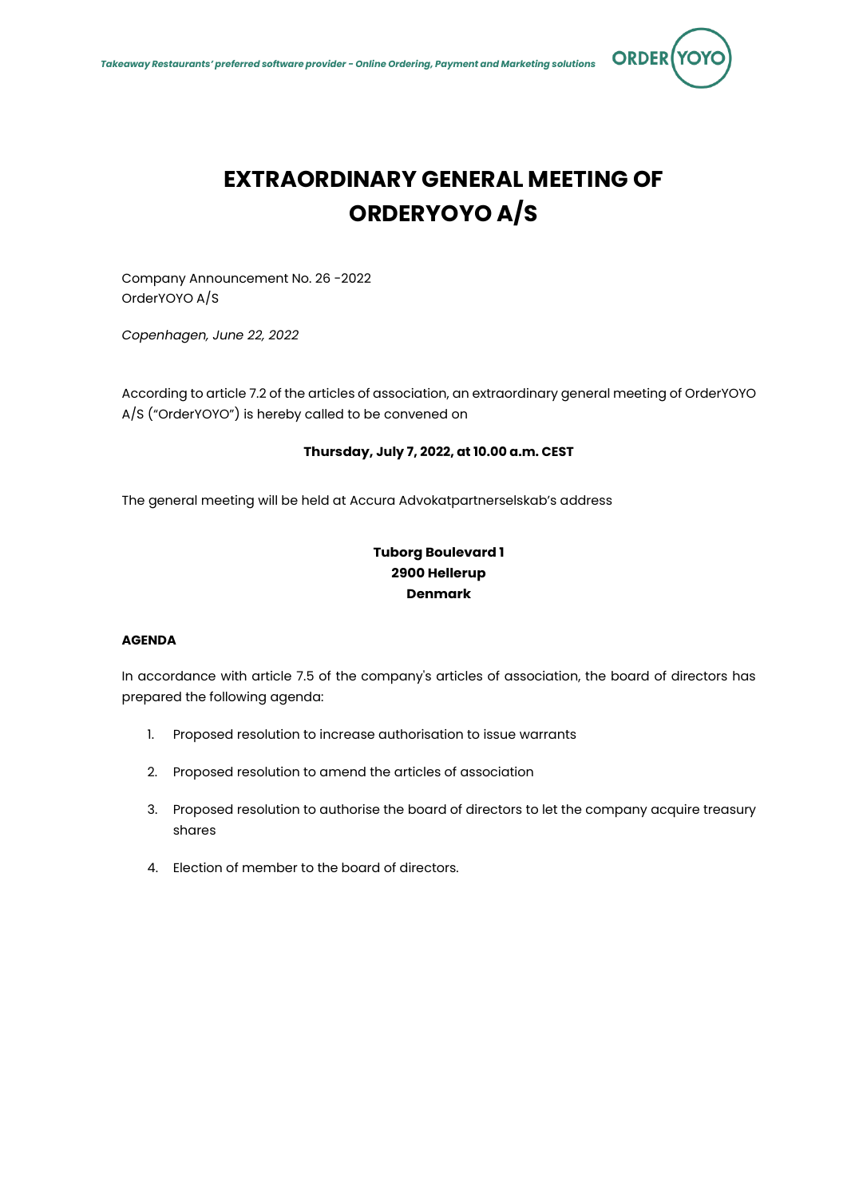# EXTRAORDINARY GENERAL MEETING OF ORDERYOYO A/S

Company Announcement No. 26 -2022
OrderYOYO A/S

*Copenhagen, June 22, 2022*

According to article 7.2 of the articles of association, an extraordinary general meeting of OrderYOYO A/S ("OrderYOYO") is hereby called to be convened on

**Thursday, July 7, 2022, at 10.00 a.m. CEST**

The general meeting will be held at Accura Advokatpartnerselskab's address

**Tuborg Boulevard 1**
**2900 Hellerup**
**Denmark**

**AGENDA**

In accordance with article 7.5 of the company's articles of association, the board of directors has prepared the following agenda:

1. Proposed resolution to increase authorisation to issue warrants
2. Proposed resolution to amend the articles of association
3. Proposed resolution to authorise the board of directors to let the company acquire treasury shares
4. Election of member to the board of directors.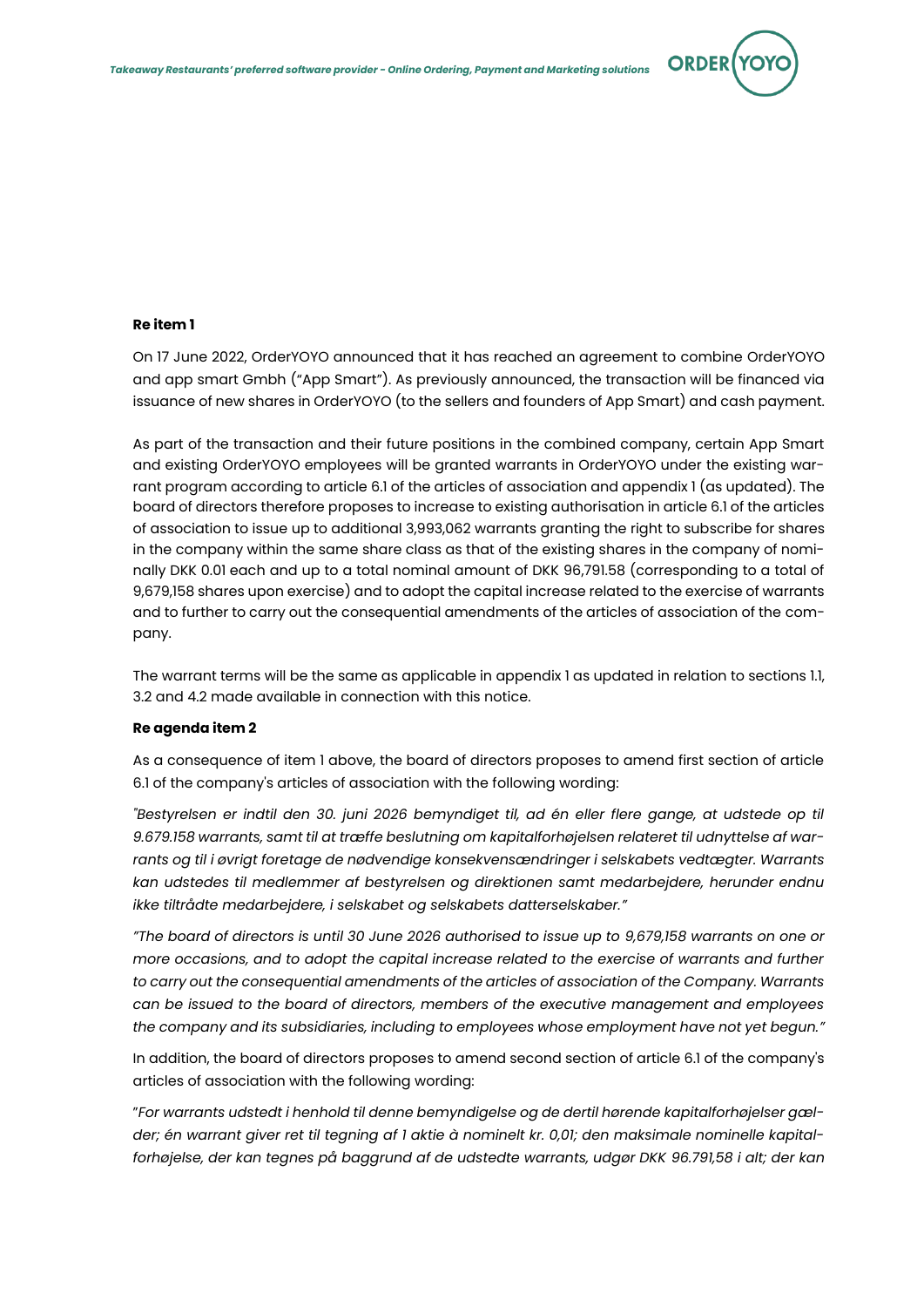**Re item 1**

On 17 June 2022, OrderYOYO announced that it has reached an agreement to combine OrderYOYO and app smart Gmbh ("App Smart"). As previously announced, the transaction will be financed via issuance of new shares in OrderYOYO (to the sellers and founders of App Smart) and cash payment.

As part of the transaction and their future positions in the combined company, certain App Smart and existing OrderYOYO employees will be granted warrants in OrderYOYO under the existing warrant program according to article 6.1 of the articles of association and appendix 1 (as updated). The board of directors therefore proposes to increase to existing authorisation in article 6.1 of the articles of association to issue up to additional 3,993,062 warrants granting the right to subscribe for shares in the company within the same share class as that of the existing shares in the company of nominally DKK 0.01 each and up to a total nominal amount of DKK 96,791.58 (corresponding to a total of 9,679,158 shares upon exercise) and to adopt the capital increase related to the exercise of warrants and to further to carry out the consequential amendments of the articles of association of the company.

The warrant terms will be the same as applicable in appendix 1 as updated in relation to sections 1.1, 3.2 and 4.2 made available in connection with this notice.

**Re agenda item 2**

As a consequence of item 1 above, the board of directors proposes to amend first section of article 6.1 of the company's articles of association with the following wording:

*"Bestyrelsen er indtil den 30. juni 2026 bemyndiget til, ad én eller flere gange, at udstede op til 9.679.158 warrants, samt til at træffe beslutning om kapitalforhøjelsen relateret til udnyttelse af warrants og til i øvrigt foretage de nødvendige konsekvensændringer i selskabets vedtægter. Warrants kan udstedes til medlemmer af bestyrelsen og direktionen samt medarbejdere, herunder endnu ikke tiltrådte medarbejdere, i selskabet og selskabets datterselskaber."*

*"The board of directors is until 30 June 2026 authorised to issue up to 9,679,158 warrants on one or more occasions, and to adopt the capital increase related to the exercise of warrants and further to carry out the consequential amendments of the articles of association of the Company. Warrants can be issued to the board of directors, members of the executive management and employees the company and its subsidiaries, including to employees whose employment have not yet begun."*

In addition, the board of directors proposes to amend second section of article 6.1 of the company's articles of association with the following wording:

"*For warrants udstedt i henhold til denne bemyndigelse og de dertil hørende kapitalforhøjelser gælder; én warrant giver ret til tegning af 1 aktie à nominelt kr. 0,01; den maksimale nominelle kapitalforhøjelse, der kan tegnes på baggrund af de udstedte warrants, udgør DKK 96.791,58 i alt; der kan*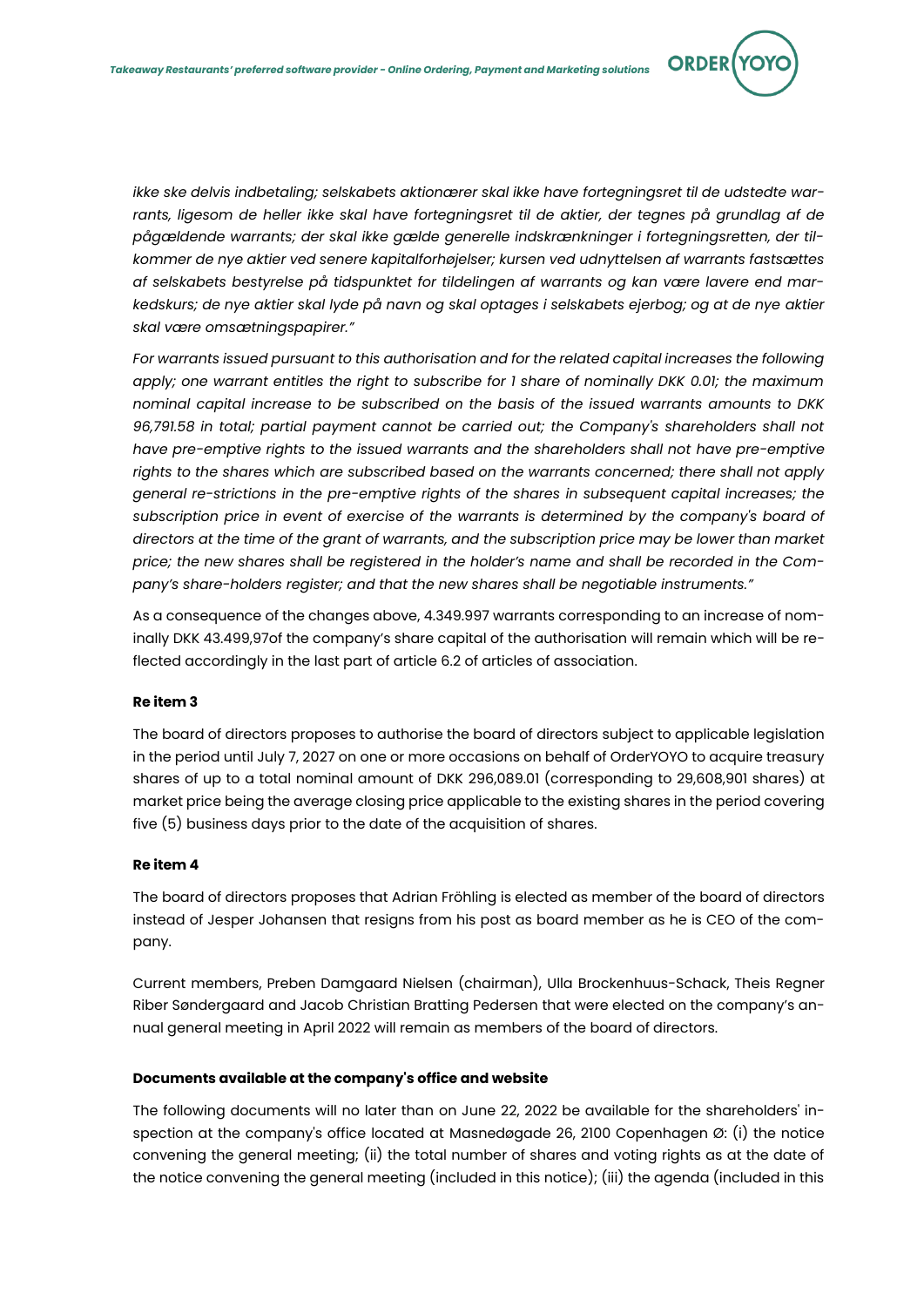*ikke ske delvis indbetaling; selskabets aktionærer skal ikke have fortegningsret til de udstedte warrants, ligesom de heller ikke skal have fortegningsret til de aktier, der tegnes på grundlag af de pågældende warrants; der skal ikke gælde generelle indskrænkninger i fortegningsretten, der tilkommer de nye aktier ved senere kapitalforhøjelser; kursen ved udnyttelsen af warrants fastsættes af selskabets bestyrelse på tidspunktet for tildelingen af warrants og kan være lavere end markedskurs; de nye aktier skal lyde på navn og skal optages i selskabets ejerbog; og at de nye aktier skal være omsætningspapirer."*

*For warrants issued pursuant to this authorisation and for the related capital increases the following apply; one warrant entitles the right to subscribe for 1 share of nominally DKK 0.01; the maximum nominal capital increase to be subscribed on the basis of the issued warrants amounts to DKK 96,791.58 in total; partial payment cannot be carried out; the Company's shareholders shall not have pre-emptive rights to the issued warrants and the shareholders shall not have pre-emptive rights to the shares which are subscribed based on the warrants concerned; there shall not apply general re-strictions in the pre-emptive rights of the shares in subsequent capital increases; the subscription price in event of exercise of the warrants is determined by the company's board of directors at the time of the grant of warrants, and the subscription price may be lower than market price; the new shares shall be registered in the holder's name and shall be recorded in the Company's share-holders register; and that the new shares shall be negotiable instruments."*

As a consequence of the changes above, 4.349.997 warrants corresponding to an increase of nominally DKK 43.499,97of the company's share capital of the authorisation will remain which will be reflected accordingly in the last part of article 6.2 of articles of association.

**Re item 3**

The board of directors proposes to authorise the board of directors subject to applicable legislation in the period until July 7, 2027 on one or more occasions on behalf of OrderYOYO to acquire treasury shares of up to a total nominal amount of DKK 296,089.01 (corresponding to 29,608,901 shares) at market price being the average closing price applicable to the existing shares in the period covering five (5) business days prior to the date of the acquisition of shares.

**Re item 4**

The board of directors proposes that Adrian Fröhling is elected as member of the board of directors instead of Jesper Johansen that resigns from his post as board member as he is CEO of the company.

Current members, Preben Damgaard Nielsen (chairman), Ulla Brockenhuus-Schack, Theis Regner Riber Søndergaard and Jacob Christian Bratting Pedersen that were elected on the company's annual general meeting in April 2022 will remain as members of the board of directors.

**Documents available at the company's office and website**

The following documents will no later than on June 22, 2022 be available for the shareholders' inspection at the company's office located at Masnedøgade 26, 2100 Copenhagen Ø: (i) the notice convening the general meeting; (ii) the total number of shares and voting rights as at the date of the notice convening the general meeting (included in this notice); (iii) the agenda (included in this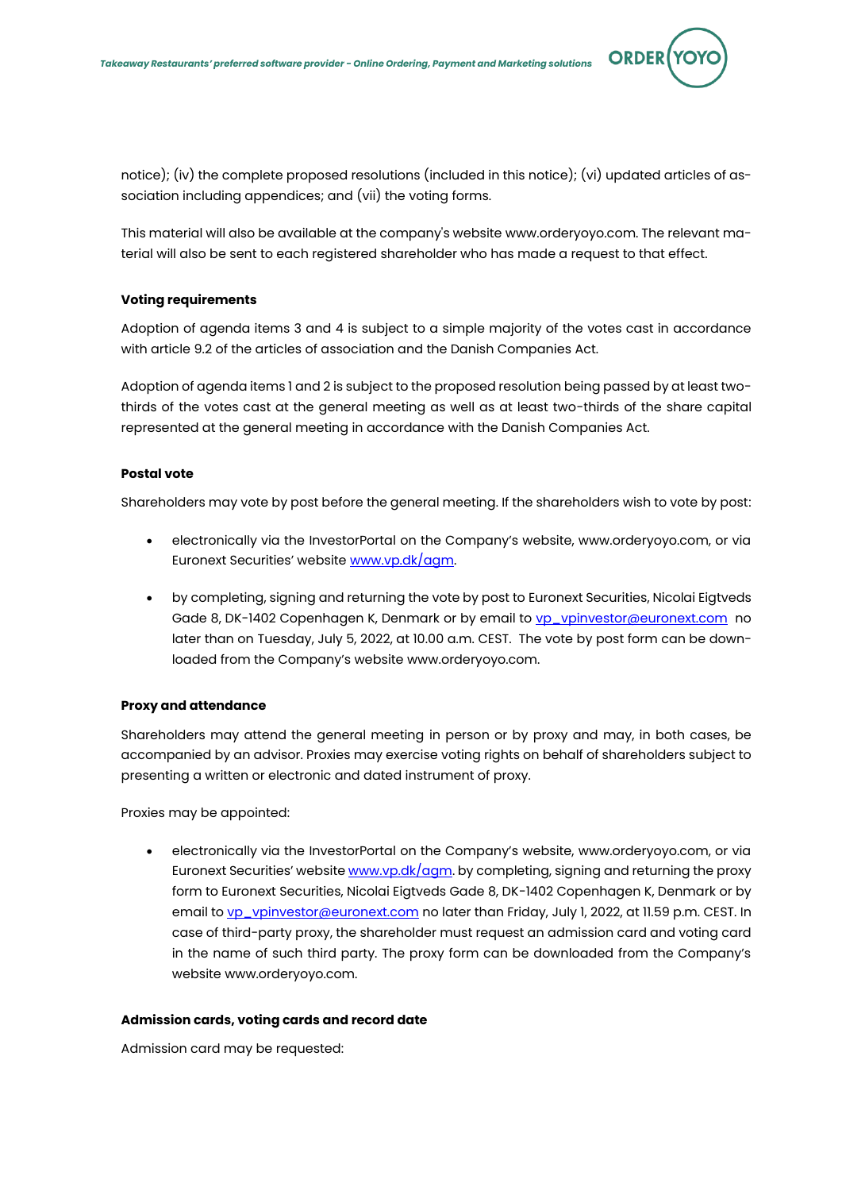notice); (iv) the complete proposed resolutions (included in this notice); (vi) updated articles of association including appendices; and (vii) the voting forms.

This material will also be available at the company's website www.orderyoyo.com. The relevant material will also be sent to each registered shareholder who has made a request to that effect.

**Voting requirements**

Adoption of agenda items 3 and 4 is subject to a simple majority of the votes cast in accordance with article 9.2 of the articles of association and the Danish Companies Act.

Adoption of agenda items 1 and 2 is subject to the proposed resolution being passed by at least two-thirds of the votes cast at the general meeting as well as at least two-thirds of the share capital represented at the general meeting in accordance with the Danish Companies Act.

**Postal vote**

Shareholders may vote by post before the general meeting. If the shareholders wish to vote by post:

- electronically via the InvestorPortal on the Company's website, www.orderyoyo.com, or via Euronext Securities' website www.vp.dk/agm.
- by completing, signing and returning the vote by post to Euronext Securities, Nicolai Eigtveds Gade 8, DK-1402 Copenhagen K, Denmark or by email to vp_vpinvestor@euronext.com no later than on Tuesday, July 5, 2022, at 10.00 a.m. CEST. The vote by post form can be downloaded from the Company's website www.orderyoyo.com.

**Proxy and attendance**

Shareholders may attend the general meeting in person or by proxy and may, in both cases, be accompanied by an advisor. Proxies may exercise voting rights on behalf of shareholders subject to presenting a written or electronic and dated instrument of proxy.

Proxies may be appointed:

- electronically via the InvestorPortal on the Company's website, www.orderyoyo.com, or via Euronext Securities' website www.vp.dk/agm. by completing, signing and returning the proxy form to Euronext Securities, Nicolai Eigtveds Gade 8, DK-1402 Copenhagen K, Denmark or by email to vp_vpinvestor@euronext.com no later than Friday, July 1, 2022, at 11.59 p.m. CEST. In case of third-party proxy, the shareholder must request an admission card and voting card in the name of such third party. The proxy form can be downloaded from the Company's website www.orderyoyo.com.

**Admission cards, voting cards and record date**

Admission card may be requested: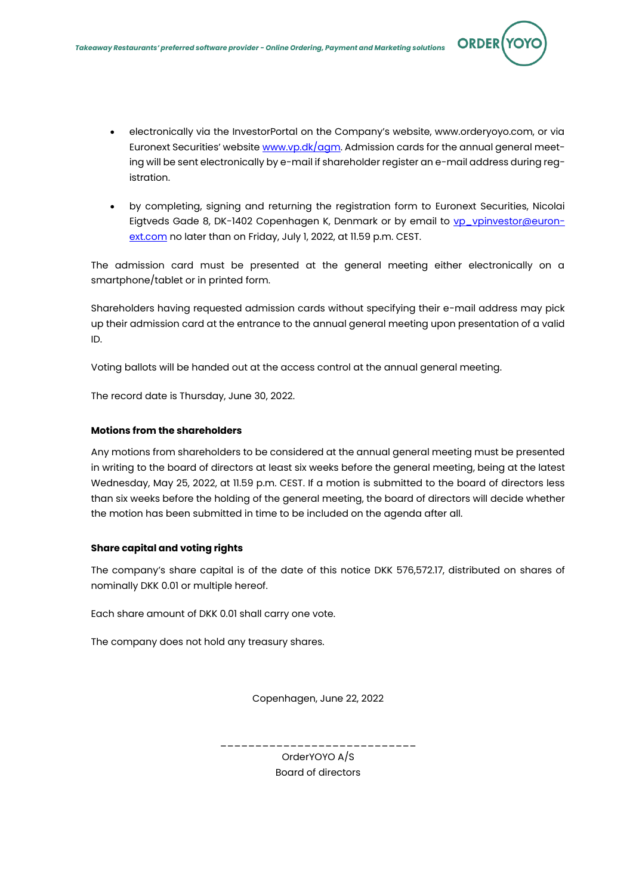- electronically via the InvestorPortal on the Company's website, www.orderyoyo.com, or via Euronext Securities' website www.vp.dk/agm. Admission cards for the annual general meeting will be sent electronically by e-mail if shareholder register an e-mail address during registration.

- by completing, signing and returning the registration form to Euronext Securities, Nicolai Eigtveds Gade 8, DK-1402 Copenhagen K, Denmark or by email to vp_vpinvestor@euronext.com no later than on Friday, July 1, 2022, at 11.59 p.m. CEST.

The admission card must be presented at the general meeting either electronically on a smartphone/tablet or in printed form.

Shareholders having requested admission cards without specifying their e-mail address may pick up their admission card at the entrance to the annual general meeting upon presentation of a valid ID.

Voting ballots will be handed out at the access control at the annual general meeting.

The record date is Thursday, June 30, 2022.

**Motions from the shareholders**

Any motions from shareholders to be considered at the annual general meeting must be presented in writing to the board of directors at least six weeks before the general meeting, being at the latest Wednesday, May 25, 2022, at 11.59 p.m. CEST. If a motion is submitted to the board of directors less than six weeks before the holding of the general meeting, the board of directors will decide whether the motion has been submitted in time to be included on the agenda after all.

**Share capital and voting rights**

The company's share capital is of the date of this notice DKK 576,572.17, distributed on shares of nominally DKK 0.01 or multiple hereof.

Each share amount of DKK 0.01 shall carry one vote.

The company does not hold any treasury shares.

Copenhagen, June 22, 2022

___________________________

OrderYOYO A/S

Board of directors